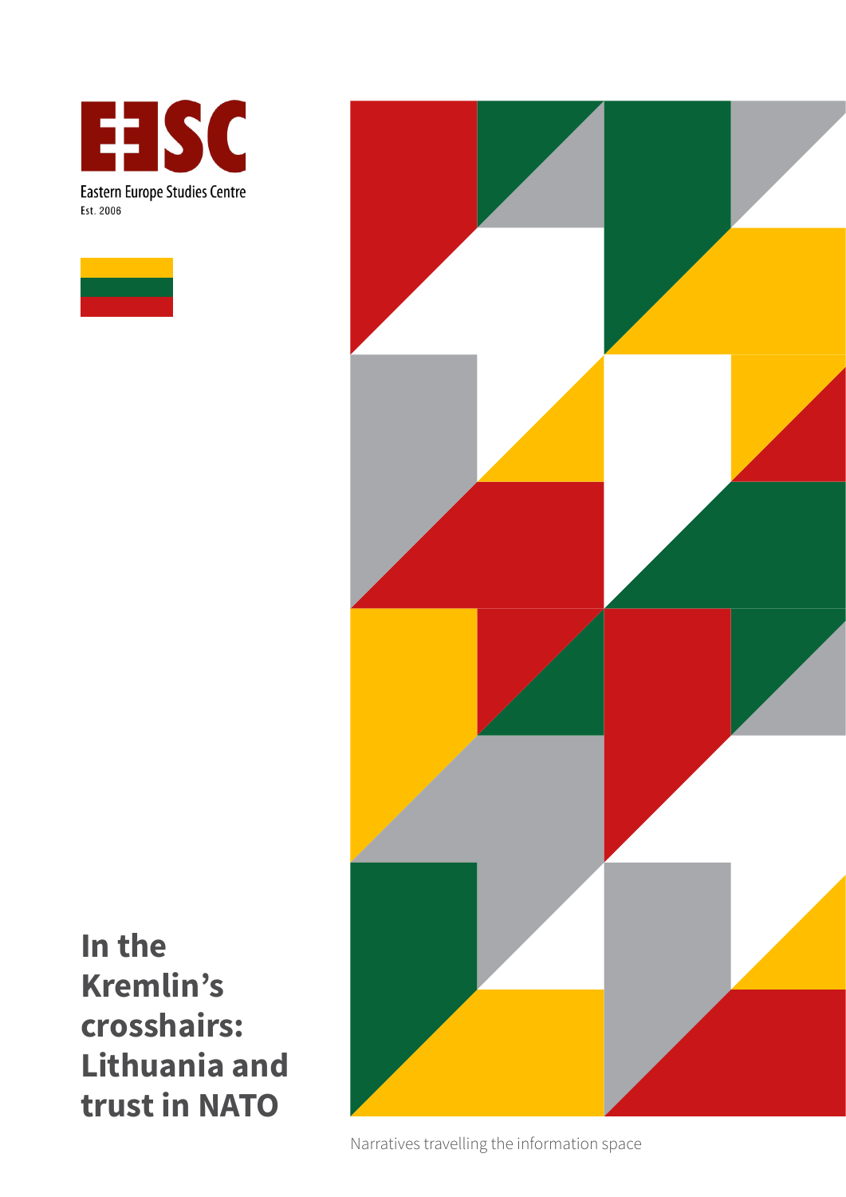EESC

Eastern Europe Studies Centre

Est. 2006

# In the Kremlin's crosshairs: Lithuania and trust in NATO

Narratives travelling the information space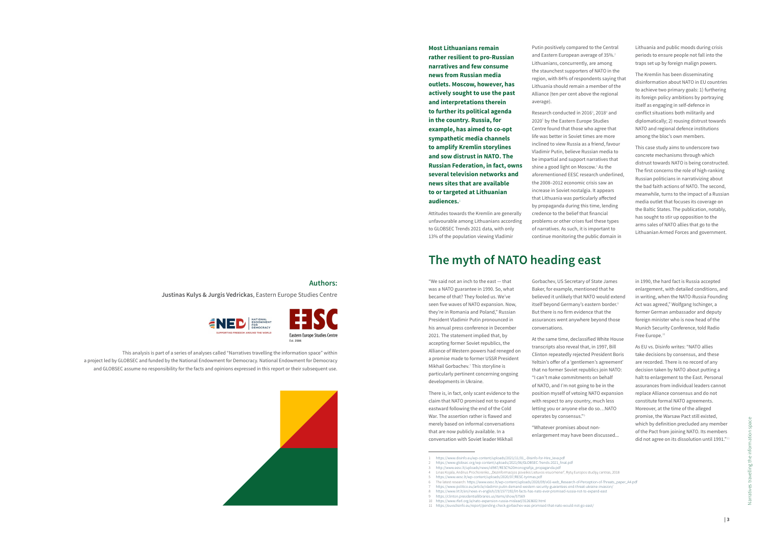## Authors:

**Justinas Kulys & Jurgis Vedrickas**, Eastern Europe Studies Centre

This analysis is part of a series of analyses called "Narratives travelling the information space" within a project led by GLOBSEC and funded by the National Endowment for Democracy. National Endowment for Democracy and GLOBSEC assume no responsibility for the facts and opinions expressed in this report or their subsequent use.

**Most Lithuanians remain rather resilient to pro-Russian narratives and few consume news from Russian media outlets. Moscow, however, has actively sought to use the past and interpretations therein to further its political agenda in the country. Russia, for example, has aimed to co-opt sympathetic media channels to amplify Kremlin storylines and sow distrust in NATO. The Russian Federation, in fact, owns several television networks and news sites that are available to or targeted at Lithuanian audiences.**[1]

Attitudes towards the Kremlin are generally unfavourable among Lithuanians according to GLOBSEC Trends 2021 data, with only 13% of the population viewing Vladimir Putin positively compared to the Central and Eastern European average of 35%.[2] Lithuanians, concurrently, are among the staunchest supporters of NATO in the region, with 84% of respondents saying that Lithuania should remain a member of the Alliance (ten per cent above the regional average).

Research conducted in 2016[3], 2018[4] and 2020[5] by the Eastern Europe Studies Centre found that those who agree that life was better in Soviet times are more inclined to view Russia as a friend, favour Vladimir Putin, believe Russian media to be impartial and support narratives that shine a good light on Moscow.[6] As the aforementioned EESC research underlined, the 2008–2012 economic crisis saw an increase in Soviet nostalgia. It appears that Lithuania was particularly affected by propaganda during this time, lending credence to the belief that financial problems or other crises fuel these types of narratives. As such, it is important to continue monitoring the public domain in Lithuania and public moods during crisis periods to ensure people not fall into the traps set up by foreign malign powers.

The Kremlin has been disseminating disinformation about NATO in EU countries to achieve two primary goals: 1) furthering its foreign policy ambitions by portraying itself as engaging in self-defence in conflict situations both militarily and diplomatically; 2) rousing distrust towards NATO and regional defence institutions among the bloc's own members.

This case study aims to underscore two concrete mechanisms through which distrust towards NATO is being constructed. The first concerns the role of high-ranking Russian politicians in narrativizing about the bad faith actions of NATO. The second, meanwhile, turns to the impact of a Russian media outlet that focuses its coverage on the Baltic States. The publication, notably, has sought to stir up opposition to the arms sales of NATO allies that go to the Lithuanian Armed Forces and government.

# The myth of NATO heading east

"We said not an inch to the east — that was a NATO guarantee in 1990. So, what became of that? They fooled us. We've seen five waves of NATO expansion. Now, they're in Romania and Poland," Russian President Vladimir Putin pronounced in his annual press conference in December 2021. The statement implied that, by accepting former Soviet republics, the Alliance of Western powers had reneged on a promise made to former USSR President Mikhail Gorbachev.[7] This storyline is particularly pertinent concerning ongoing developments in Ukraine.

There is, in fact, only scant evidence to the claim that NATO promised not to expand eastward following the end of the Cold War. The assertion rather is flawed and merely based on informal conversations that are now publicly available. In a conversation with Soviet leader Mikhail Gorbachev, US Secretary of State James Baker, for example, mentioned that he believed it unlikely that NATO would extend itself beyond Germany's eastern border.[8] But there is no firm evidence that the assurances went anywhere beyond those conversations.

At the same time, declassified White House transcripts also reveal that, in 1997, Bill Clinton repeatedly rejected President Boris Yeltsin's offer of a 'gentlemen's agreement' that no former Soviet republics join NATO: "I can't make commitments on behalf of NATO, and I'm not going to be in the position myself of vetoing NATO expansion with respect to any country, much less letting you or anyone else do so…NATO operates by consensus."[9]

"Whatever promises about non-enlargement may have been discussed... in 1990, the hard fact is Russia accepted enlargement, with detailed conditions, and in writing, when the NATO-Russia Founding Act was agreed," Wolfgang Ischinger, a former German ambassador and deputy foreign minister who is now head of the Munich Security Conference, told Radio Free Europe.[10]

As EU vs. Disinfo writes: "NATO allies take decisions by consensus, and these are recorded. There is no record of any decision taken by NATO about putting a halt to enlargement to the East. Personal assurances from individual leaders cannot replace Alliance consensus and do not constitute formal NATO agreements. Moreover, at the time of the alleged promise, the Warsaw Pact still existed, which by definition precluded any member of the Pact from joining NATO. Its members did not agree on its dissolution until 1991."[11]

---

1 https://www.disinfo.eu/wp-content/uploads/2021/11/01_-Disinfo-for-Hire_leva.pdf
2 https://www.globsec.org/wp-content/uploads/2021/06/GLOBSEC-Trends-2021_final.pdf
3 http://www.eesc.lt/uploads/news/id987/RESC%20monografija_propaganda.pdf
4 Linas Kojala, Andrius Prochorenko, „Dezinformacijos poveikis Lietuvos visuomenei", Rytų Europos studijų centras, 2018
5 https://www.eesc.lt/wp-content/uploads/2020/07/RESC-tyrimas.pdf
6 The latest research: https://www.eesc.lt/wp-content/uploads/2020/09/v02-web_Research-of-Perception-of-Threats_paper_A4.pdf
7 https://www.politico.eu/article/vladimir-putin-demand-western-security-guarantees-end-threat-ukraine-invasion/
8 https://www.lrt.lt/en/news-in-english/19/1577192/lrt-facts-has-nato-ever-promised-russia-not-to-expand-east
9 https://clinton.presidentiallibraries.us/items/show/57569
10 https://www.rferl.org/a/nato-expansion-russia-mislead/31263602.html
11 https://euvsdisinfo.eu/report/pending-check-gorbachev-was-promised-that-nato-would-not-go-east/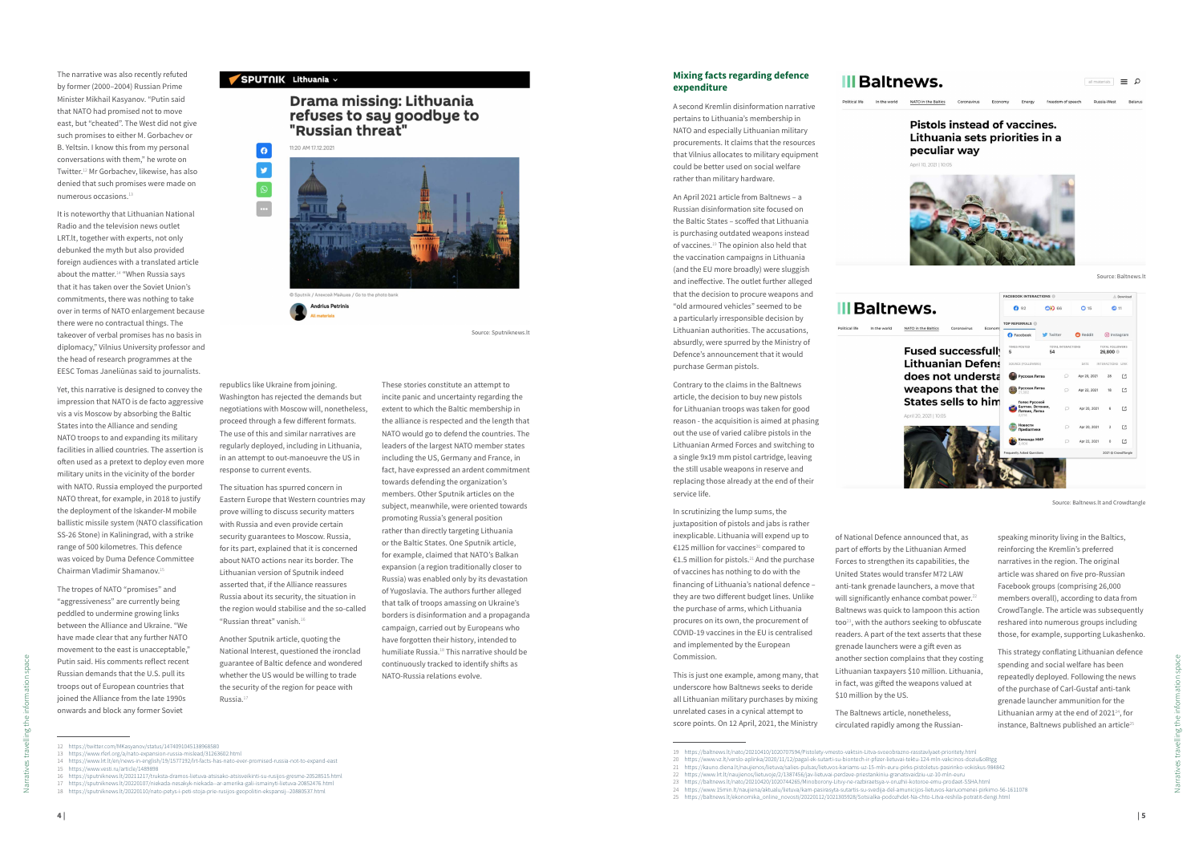The narrative was also recently refuted by former (2000–2004) Russian Prime Minister Mikhail Kasyanov. "Putin said that NATO had promised not to move east, but "cheated". The West did not give such promises to either M. Gorbachev or B. Yeltsin. I know this from my personal conversations with them," he wrote on Twitter.[12] Mr Gorbachev, likewise, has also denied that such promises were made on numerous occasions.[13]

It is noteworthy that Lithuanian National Radio and the television news outlet LRT.lt, together with experts, not only debunked the myth but also provided foreign audiences with a translated article about the matter.[14] "When Russia says that it has taken over the Soviet Union's commitments, there was nothing to take over in terms of NATO enlargement because there were no contractual things. The takeover of verbal promises has no basis in diplomacy," Vilnius University professor and the head of research programmes at the EESC Tomas Janeliūnas said to journalists.

Yet, this narrative is designed to convey the impression that NATO is de facto aggressive vis a vis Moscow by absorbing the Baltic States into the Alliance and sending NATO troops to and expanding its military facilities in allied countries. The assertion is often used as a pretext to deploy even more military units in the vicinity of the border with NATO. Russia employed the purported NATO threat, for example, in 2018 to justify the deployment of the Iskander-M mobile ballistic missile system (NATO classification SS-26 Stone) in Kaliningrad, with a strike range of 500 kilometres. This defence was voiced by Duma Defence Committee Chairman Vladimir Shamanov.[15]

The tropes of NATO "promises" and "aggressiveness" are currently being peddled to undermine growing links between the Alliance and Ukraine. "We have made clear that any further NATO movement to the east is unacceptable," Putin said. His comments reflect recent Russian demands that the U.S. pull its troops out of European countries that joined the Alliance from the late 1990s onwards and block any former Soviet republics like Ukraine from joining. Washington has rejected the demands but negotiations with Moscow will, nonetheless, proceed through a few different formats. The use of this and similar narratives are regularly deployed, including in Lithuania, in an attempt to out-manoeuvre the US in response to current events.

The situation has spurred concern in Eastern Europe that Western countries may prove willing to discuss security matters with Russia and even provide certain security guarantees to Moscow. Russia, for its part, explained that it is concerned about NATO actions near its border. The Lithuanian version of Sputnik indeed asserted that, if the Alliance reassures Russia about its security, the situation in the region would stabilise and the so-called "Russian threat" vanish.[16]

Another Sputnik article, quoting the National Interest, questioned the ironclad guarantee of Baltic defence and wondered whether the US would be willing to trade the security of the region for peace with Russia.[17]

These stories constitute an attempt to incite panic and uncertainty regarding the extent to which the Baltic membership in the alliance is respected and the length that NATO would go to defend the countries. The leaders of the largest NATO member states including the US, Germany and France, in fact, have expressed an ardent commitment towards defending the organization's members. Other Sputnik articles on the subject, meanwhile, were oriented towards promoting Russia's general position rather than directly targeting Lithuania or the Baltic States. One Sputnik article, for example, claimed that NATO's Balkan expansion (a region traditionally closer to Russia) was enabled only by its devastation of Yugoslavia. The authors further alleged that talk of troops amassing on Ukraine's borders is disinformation and a propaganda campaign, carried out by Europeans who have forgotten their history, intended to humiliate Russia.[18] This narrative should be continuously tracked to identify shifts as NATO-Russia relations evolve.

**SPUTNIK Lithuania**

**Drama missing: Lithuania refuses to say goodbye to "Russian threat"**

11:20 AM 17.12.2021

© Sputnik / Алексей Майшев / Go to the photo bank

Andrius Petrinis

Source: Sputniknews.lt

## Mixing facts regarding defence expenditure

A second Kremlin disinformation narrative pertains to Lithuania's membership in NATO and especially Lithuanian military procurements. It claims that the resources that Vilnius allocates to military equipment could be better used on social welfare rather than military hardware.

An April 2021 article from Baltnews – a Russian disinformation site focused on the Baltic States – scoffed that Lithuania is purchasing outdated weapons instead of vaccines.[19] The opinion also held that the vaccination campaigns in Lithuania (and the EU more broadly) were sluggish and ineffective. The outlet further alleged that the decision to procure weapons and "old armoured vehicles" seemed to be a particularly irresponsible decision by Lithuanian authorities. The accusations, absurdly, were spurred by the Ministry of Defence's announcement that it would purchase German pistols.

Contrary to the claims in the Baltnews article, the decision to buy new pistols for Lithuanian troops was taken for good reason - the acquisition is aimed at phasing out the use of varied calibre pistols in the Lithuanian Armed Forces and switching to a single 9x19 mm pistol cartridge, leaving the still usable weapons in reserve and replacing those already at the end of their service life.

In scrutinizing the lump sums, the juxtaposition of pistols and jabs is rather inexplicable. Lithuania will expend up to €125 million for vaccines[20] compared to €1.5 million for pistols.[21] And the purchase of vaccines has nothing to do with the financing of Lithuania's national defence – they are two different budget lines. Unlike the purchase of arms, which Lithuania procures on its own, the procurement of COVID-19 vaccines in the EU is centralised and implemented by the European Commission.

This is just one example, among many, that underscore how Baltnews seeks to deride all Lithuanian military purchases by mixing unrelated cases in a cynical attempt to score points. On 12 April, 2021, the Ministry of National Defence announced that, as part of efforts by the Lithuanian Armed Forces to strengthen its capabilities, the United States would transfer M72 LAW anti-tank grenade launchers, a move that will significantly enhance combat power.[22] Baltnews was quick to lampoon this action too[23], with the authors seeking to obfuscate readers. A part of the text asserts that these grenade launchers were a gift even as another section complains that they costing Lithuanian taxpayers $10 million. Lithuania, in fact, was gifted the weapons valued at $10 million by the US.

The Baltnews article, nonetheless, circulated rapidly among the Russian-speaking minority living in the Baltics, reinforcing the Kremlin's preferred narratives in the region. The original article was shared on five pro-Russian Facebook groups (comprising 26,000 members overall), according to data from CrowdTangle. The article was subsequently reshared into numerous groups including those, for example, supporting Lukashenko.

This strategy conflating Lithuanian defence spending and social welfare has been repeatedly deployed. Following the purchase of Carl-Gustaf anti-tank grenade launcher ammunition for the Lithuanian army at the end of 2021[24], for instance, Baltnews published an article[25]

**Baltnews.**

**Pistols instead of vaccines. Lithuania sets priorities in a peculiar way**

April 10, 2021 | 10:05

Source: Baltnews.lt

**Baltnews.**

**Fused successfully: Lithuanian Defense does not understand weapons that the States sells to him**

April 20, 2021 | 10:05

Source: Baltnews.lt and Crowdtangle

---

12 https://twitter.com/MKasyanov/status/1474091045138968580
13 https://www.rferl.org/a/nato-expansion-russia-mislead/31263602.html
14 https://www.lrt.lt/en/news-in-english/19/1577192/lrt-facts-has-nato-ever-promised-russia-not-to-expand-east
15 https://www.vesti.ru/article/1489898
16 https://sputniknews.lt/20211217/truksta-dramos-lietuva-atsisveikinti-su-rusijos-gresme-20528515.html
17 https://sputniknews.lt/20220107/niekada-nesakyk-niekada--ar-amerika-gali-ismainyti-lietuva-20852476.html
18 https://sputniknews.lt/20220110/nato-pletys-i-peti-stoja-prie-rusijos-geopolitin-ypsansij--20880537.html
19 https://baltnews.lt/nato/20210410/1020707594/Pistolety-vmesto-vaktsin-Litva-svoeobrazno-rasstavlyaet-prioritety.html
20 https://www.vz.lt/verslo-aplinka/2020/11/12/pagal-ek-sutarti-su-biontech-ir-pfizer-lietuvai-tektu-124-mln-vakcinos-doziu&o8tgg
21 https://kauno.diena.lt/naujienos/lietuva/salies-pulsas/lietuvos-kariams-uz-15-mln-euru-pirks-pistoletus-pasirinko-vokiskus-984842
22 https://www.lrt.lt/naujienos/lietuvoje/2/1387456/jav-lietuvai-perdave-prieštankiniu-granatsvaidziu-uz-10-mln-euru
23 https://baltnews.lt/nato/20210420/1020744265/Minobrony-Litvy-ne-razbiraetsya-v-oruzhii-kotoroe-emu-prodaet-SShA.html
24 https://www.15min.lt/naujiena/aktualu/lietuva/kam-parsisayta-sutartis-su-svedija-del-amunicijos-lietuvos-kariuomenei-pirkimo-56-1611078
25 https://baltnews.lt/ekonomika_online_novosti/20220112/1021305928/Sotsialka-podozhdet-Na-chto-Litva-reshila-potratit-dengi.html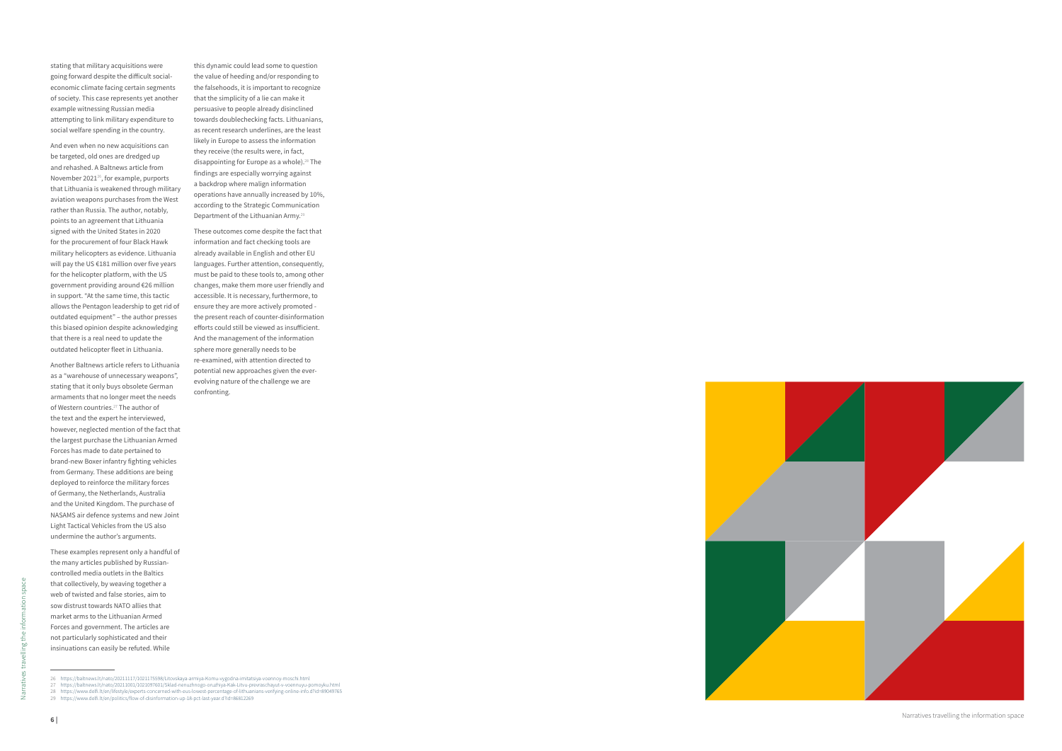stating that military acquisitions were going forward despite the difficult social-economic climate facing certain segments of society. This case represents yet another example witnessing Russian media attempting to link military expenditure to social welfare spending in the country.

And even when no new acquisitions can be targeted, old ones are dredged up and rehashed. A Baltnews article from November 2021[26], for example, purports that Lithuania is weakened through military aviation weapons purchases from the West rather than Russia. The author, notably, points to an agreement that Lithuania signed with the United States in 2020 for the procurement of four Black Hawk military helicopters as evidence. Lithuania will pay the US €181 million over five years for the helicopter platform, with the US government providing around €26 million in support. "At the same time, this tactic allows the Pentagon leadership to get rid of outdated equipment" – the author presses this biased opinion despite acknowledging that there is a real need to update the outdated helicopter fleet in Lithuania.

Another Baltnews article refers to Lithuania as a "warehouse of unnecessary weapons", stating that it only buys obsolete German armaments that no longer meet the needs of Western countries.[27] The author of the text and the expert he interviewed, however, neglected mention of the fact that the largest purchase the Lithuanian Armed Forces has made to date pertained to brand-new Boxer infantry fighting vehicles from Germany. These additions are being deployed to reinforce the military forces of Germany, the Netherlands, Australia and the United Kingdom. The purchase of NASAMS air defence systems and new Joint Light Tactical Vehicles from the US also undermine the author's arguments.

These examples represent only a handful of the many articles published by Russian-controlled media outlets in the Baltics that collectively, by weaving together a web of twisted and false stories, aim to sow distrust towards NATO allies that market arms to the Lithuanian Armed Forces and government. The articles are not particularly sophisticated and their insinuations can easily be refuted. While this dynamic could lead some to question the value of heeding and/or responding to the falsehoods, it is important to recognize that the simplicity of a lie can make it persuasive to people already disinclined towards doublechecking facts. Lithuanians, as recent research underlines, are the least likely in Europe to assess the information they receive (the results were, in fact, disappointing for Europe as a whole).[28] The findings are especially worrying against a backdrop where malign information operations have annually increased by 10%, according to the Strategic Communication Department of the Lithuanian Army.[29]

These outcomes come despite the fact that information and fact checking tools are already available in English and other EU languages. Further attention, consequently, must be paid to these tools to, among other changes, make them more user friendly and accessible. It is necessary, furthermore, to ensure they are more actively promoted - the present reach of counter-disinformation efforts could still be viewed as insufficient. And the management of the information sphere more generally needs to be re-examined, with attention directed to potential new approaches given the ever-evolving nature of the challenge we are confronting.

---

26 https://baltnews.lt/nato/20211117/1021175598/Litovskaya-armiya-Komu-vygodna-imitatsiya-voennoy-moschi.html
27 https://baltnews.lt/nato/20211001/1021097603/Sklad-nenuzhnogo-oruzhiya-Kak-Litvu-prevraschayut-v-voennuyu-pomoyku.html
28 https://www.delfi.lt/en/lifestyle/experts-concerned-with-eus-lowest-percentage-of-lithuanians-verifying-online-info.d?id=89049765
29 https://www.delfi.lt/en/politics/flow-of-disinformation-up-18-pct-last-year.d?id=86812269